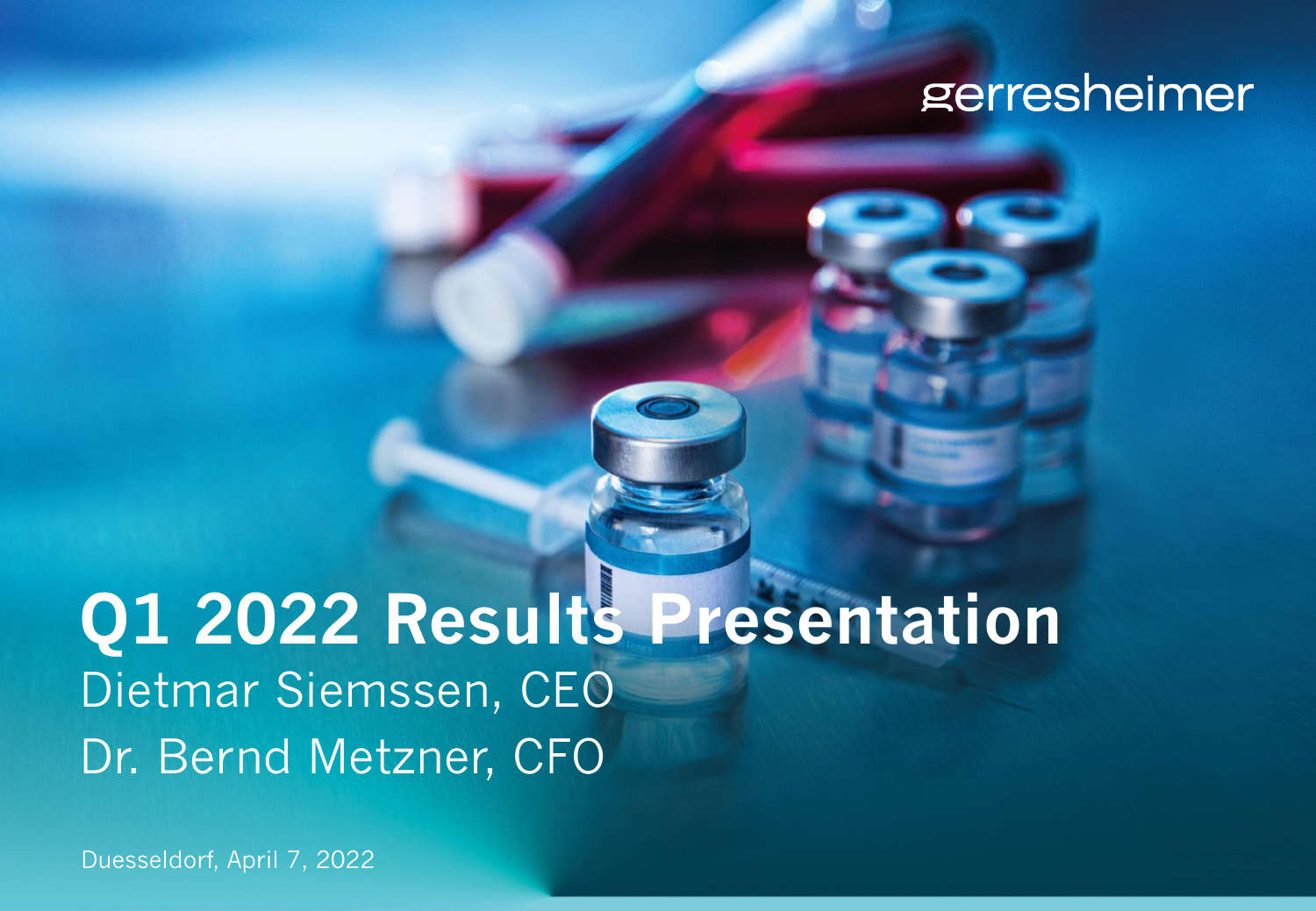gerresheimer

# Q1 2022 Results Presentation

Dietmar Siemssen, CEO

Dr. Bernd Metzner, CFO

Duesseldorf, April 7, 2022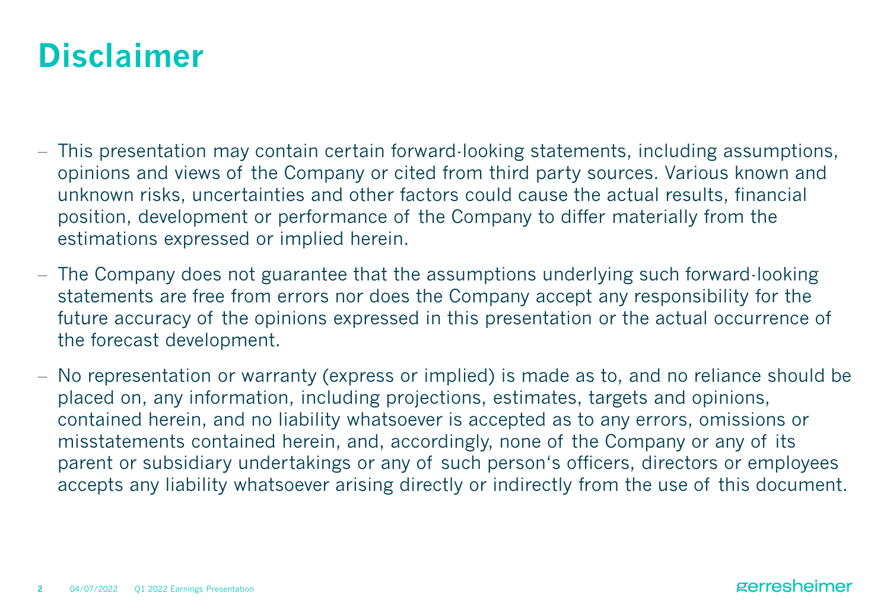# Disclaimer

- This presentation may contain certain forward-looking statements, including assumptions, opinions and views of the Company or cited from third party sources. Various known and unknown risks, uncertainties and other factors could cause the actual results, financial position, development or performance of the Company to differ materially from the estimations expressed or implied herein.
- The Company does not guarantee that the assumptions underlying such forward-looking statements are free from errors nor does the Company accept any responsibility for the future accuracy of the opinions expressed in this presentation or the actual occurrence of the forecast development.
- No representation or warranty (express or implied) is made as to, and no reliance should be placed on, any information, including projections, estimates, targets and opinions, contained herein, and no liability whatsoever is accepted as to any errors, omissions or misstatements contained herein, and, accordingly, none of the Company or any of its parent or subsidiary undertakings or any of such person's officers, directors or employees accepts any liability whatsoever arising directly or indirectly from the use of this document.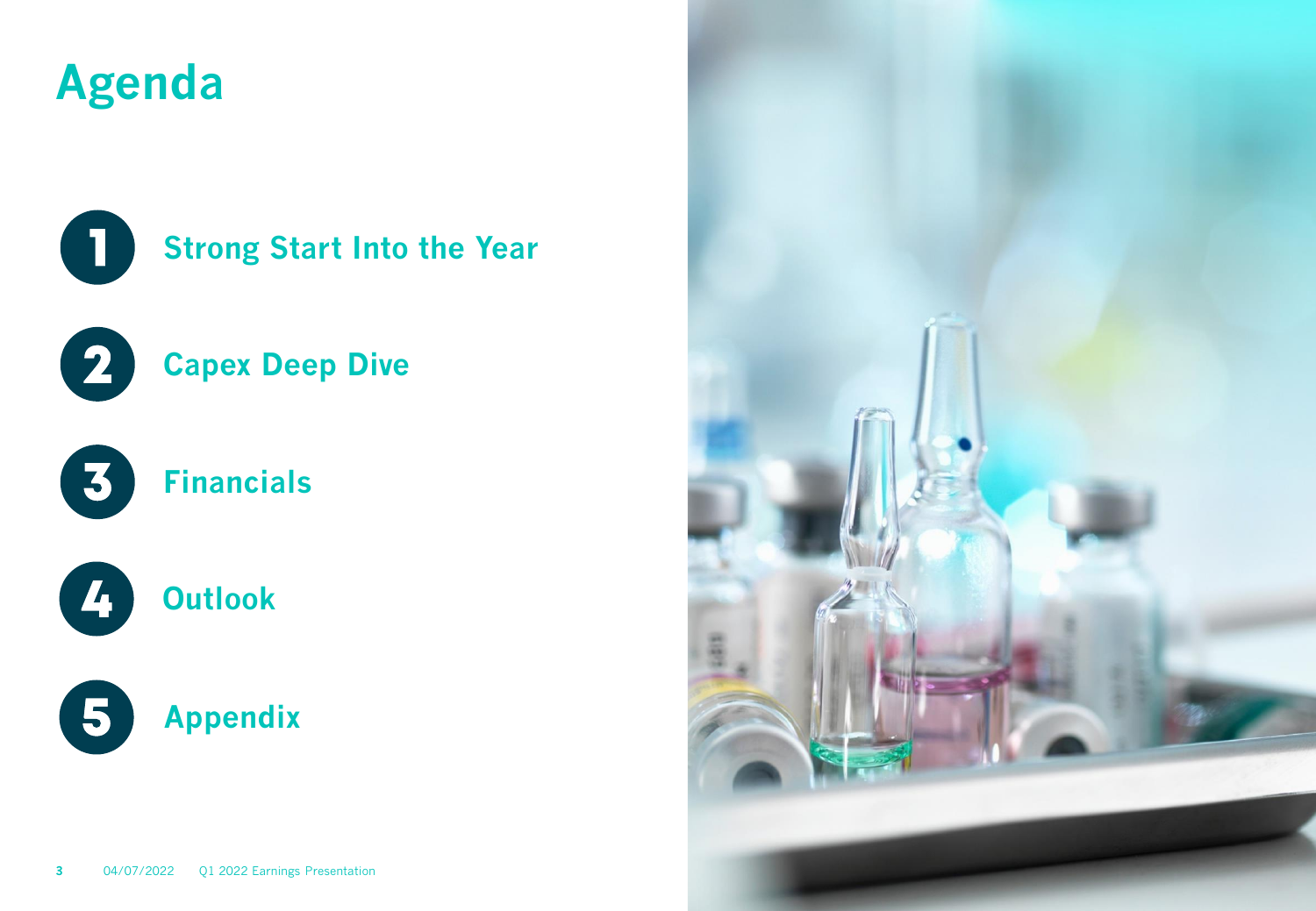# Agenda

1. **Strong Start Into the Year**
2. **Capex Deep Dive**
3. **Financials**
4. **Outlook**
5. **Appendix**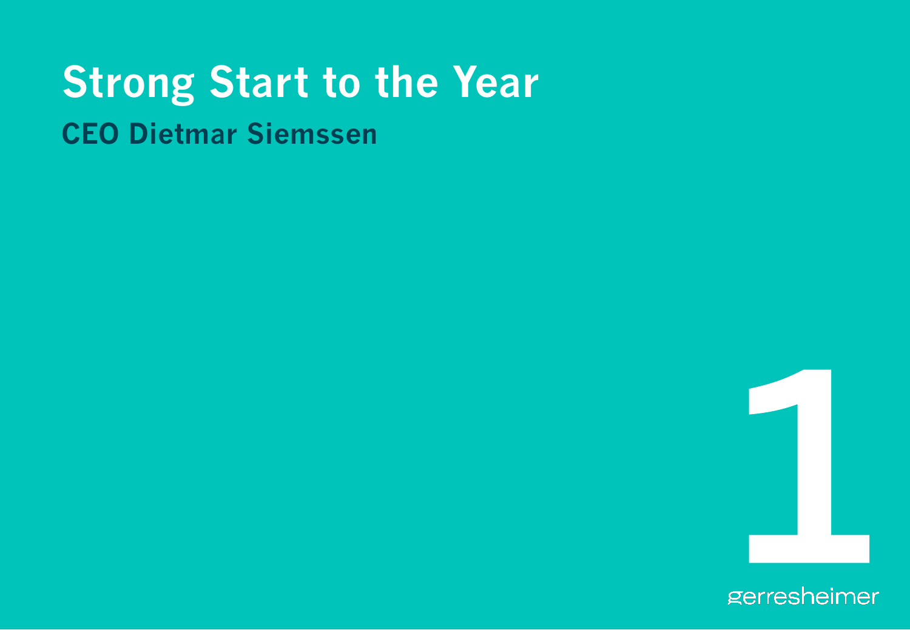# Strong Start to the Year

## CEO Dietmar Siemssen

1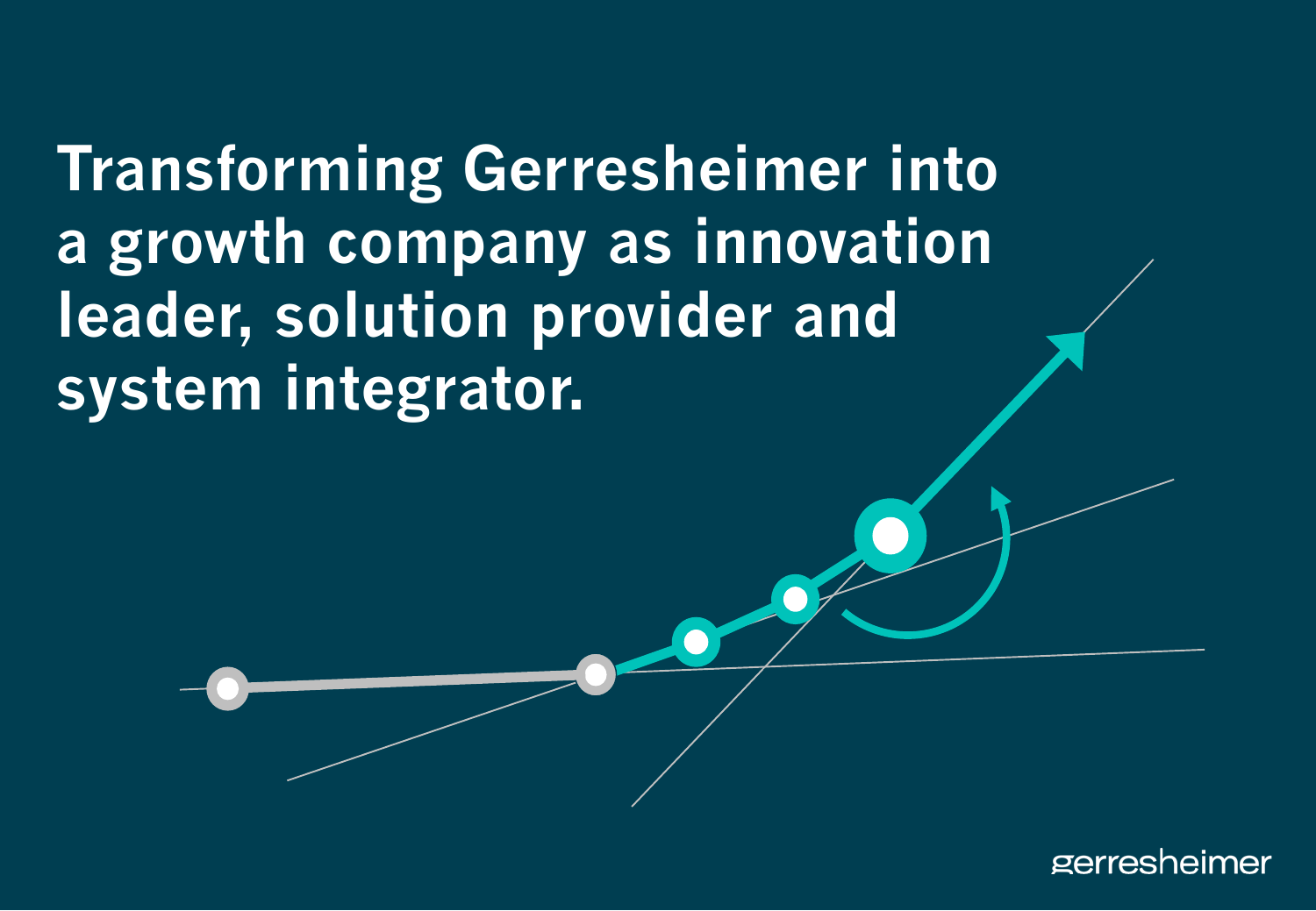# Transforming Gerresheimer into a growth company as innovation leader, solution provider and system integrator.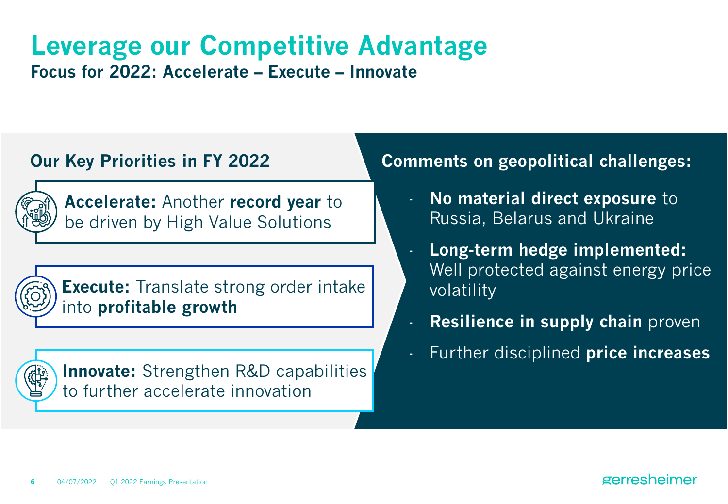# Leverage our Competitive Advantage

**Focus for 2022: Accelerate – Execute – Innovate**

## Our Key Priorities in FY 2022

**Accelerate:** Another **record year** to be driven by High Value Solutions

**Execute:** Translate strong order intake into **profitable growth**

**Innovate:** Strengthen R&D capabilities to further accelerate innovation

## Comments on geopolitical challenges:

- **No material direct exposure** to Russia, Belarus and Ukraine
- **Long-term hedge implemented:** Well protected against energy price volatility
- **Resilience in supply chain** proven
- Further disciplined **price increases**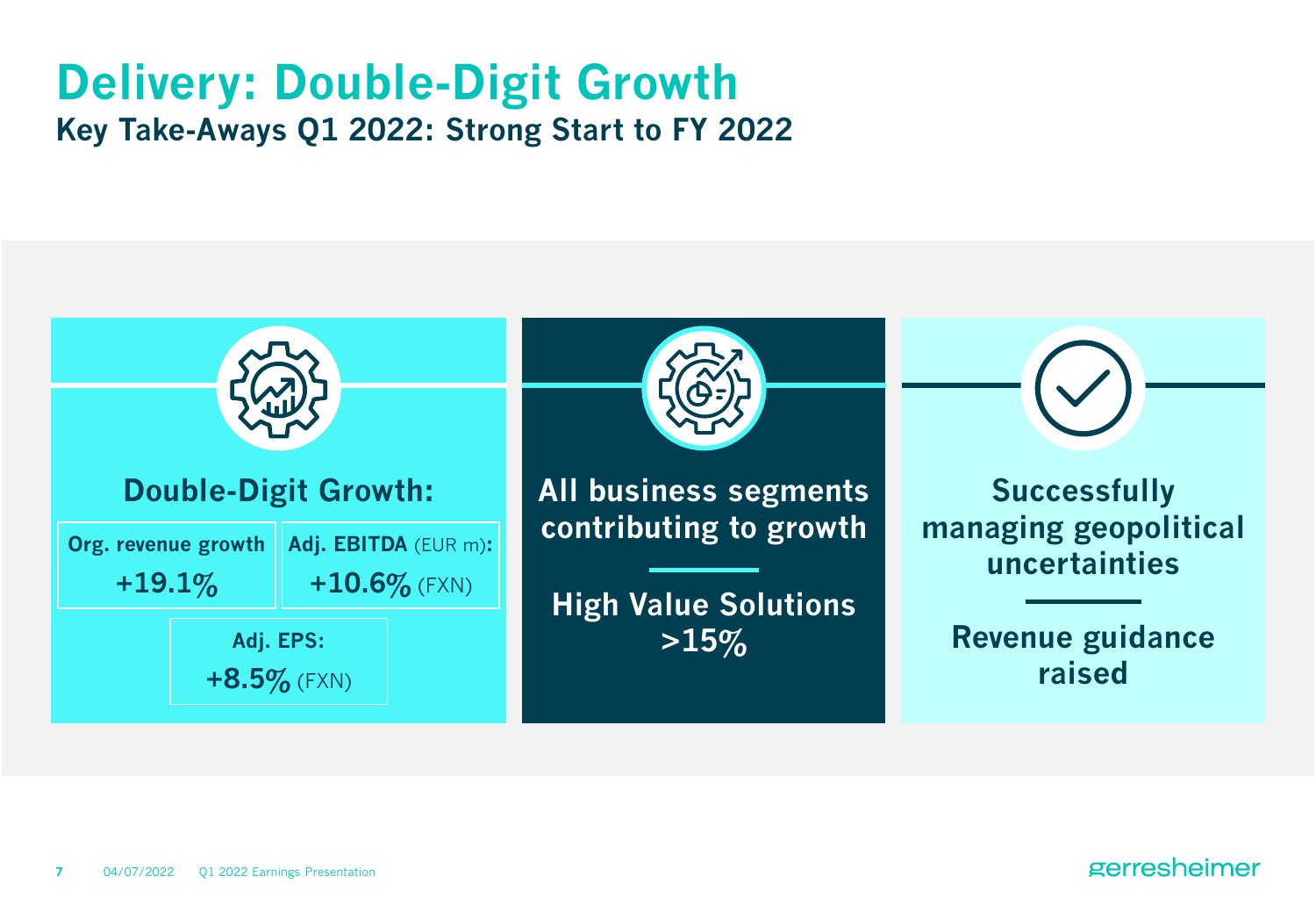# Delivery: Double-Digit Growth

## Key Take-Aways Q1 2022: Strong Start to FY 2022

### Double-Digit Growth:

| Org. revenue growth | Adj. EBITDA (EUR m): |
| --- | --- |
| **+19.1%** | **+10.6%** (FXN) |

**Adj. EPS:**
**+8.5%** (FXN)

### All business segments contributing to growth

**High Value Solutions >15%**

### Successfully managing geopolitical uncertainties

**Revenue guidance raised**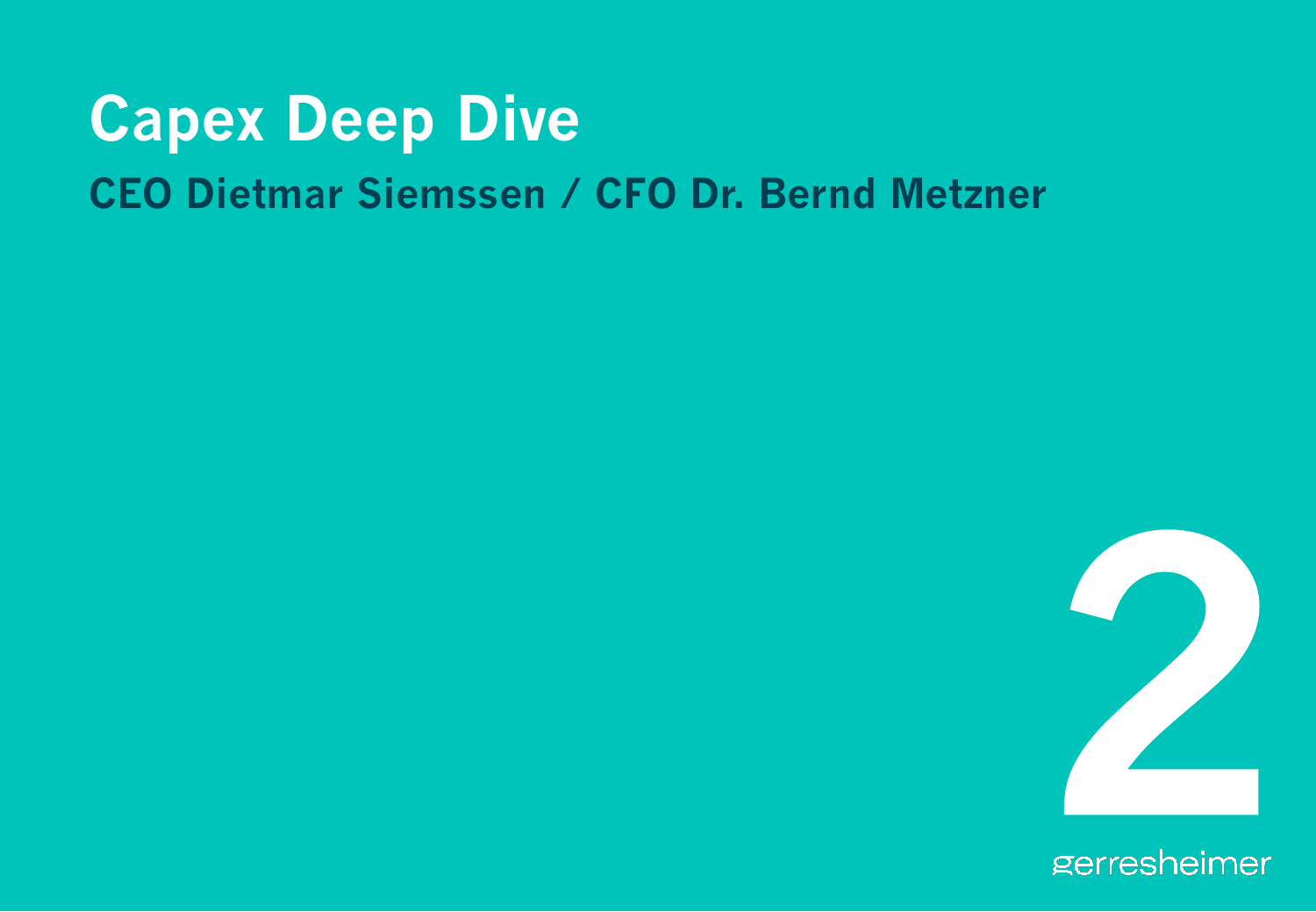# Capex Deep Dive

## CEO Dietmar Siemssen / CFO Dr. Bernd Metzner

2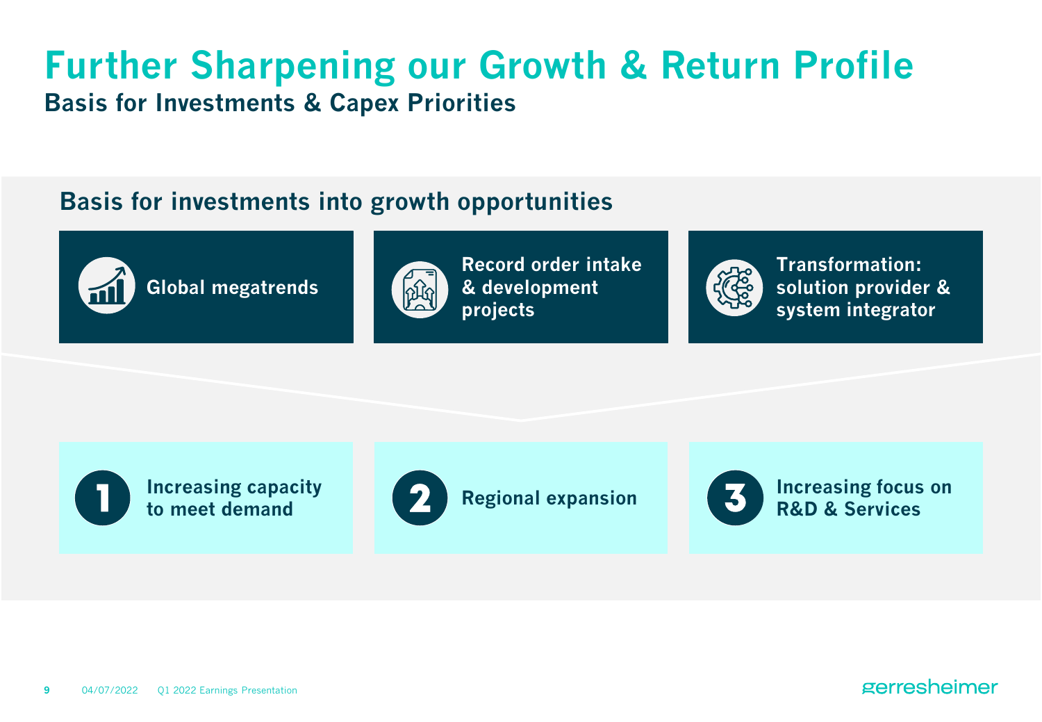# Further Sharpening our Growth & Return Profile

## Basis for Investments & Capex Priorities

### Basis for investments into growth opportunities

- **Global megatrends**
- **Record order intake & development projects**
- **Transformation: solution provider & system integrator**

1. **Increasing capacity to meet demand**
2. **Regional expansion**
3. **Increasing focus on R&D & Services**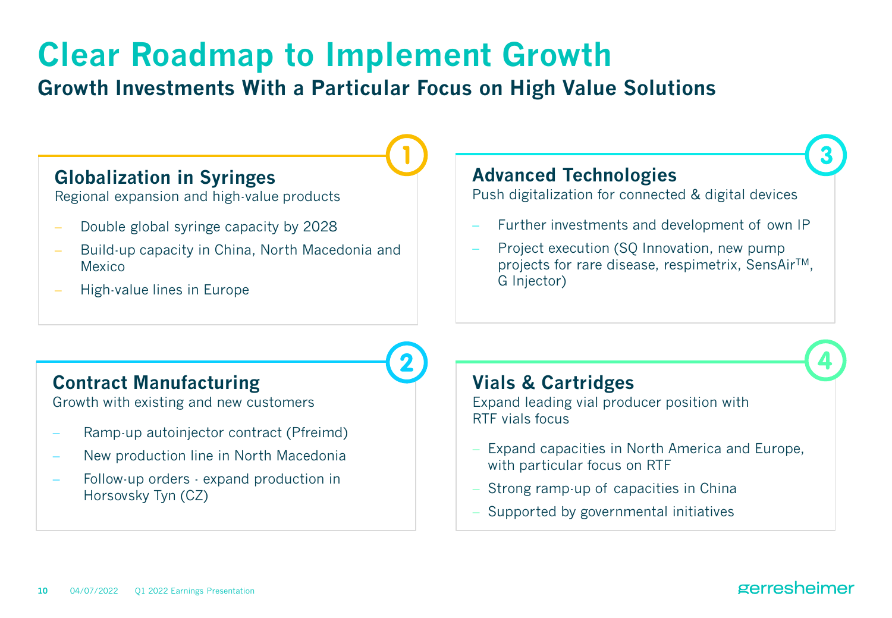# Clear Roadmap to Implement Growth

## Growth Investments With a Particular Focus on High Value Solutions

### 1 Globalization in Syringes

Regional expansion and high-value products

- Double global syringe capacity by 2028
- Build-up capacity in China, North Macedonia and Mexico
- High-value lines in Europe

### 2 Contract Manufacturing

Growth with existing and new customers

- Ramp-up autoinjector contract (Pfreimd)
- New production line in North Macedonia
- Follow-up orders · expand production in Horsovsky Tyn (CZ)

### 3 Advanced Technologies

Push digitalization for connected & digital devices

- Further investments and development of own IP
- Project execution (SQ Innovation, new pump projects for rare disease, respimetrix, SensAir™, G Injector)

### 4 Vials & Cartridges

Expand leading vial producer position with RTF vials focus

- Expand capacities in North America and Europe, with particular focus on RTF
- Strong ramp-up of capacities in China
- Supported by governmental initiatives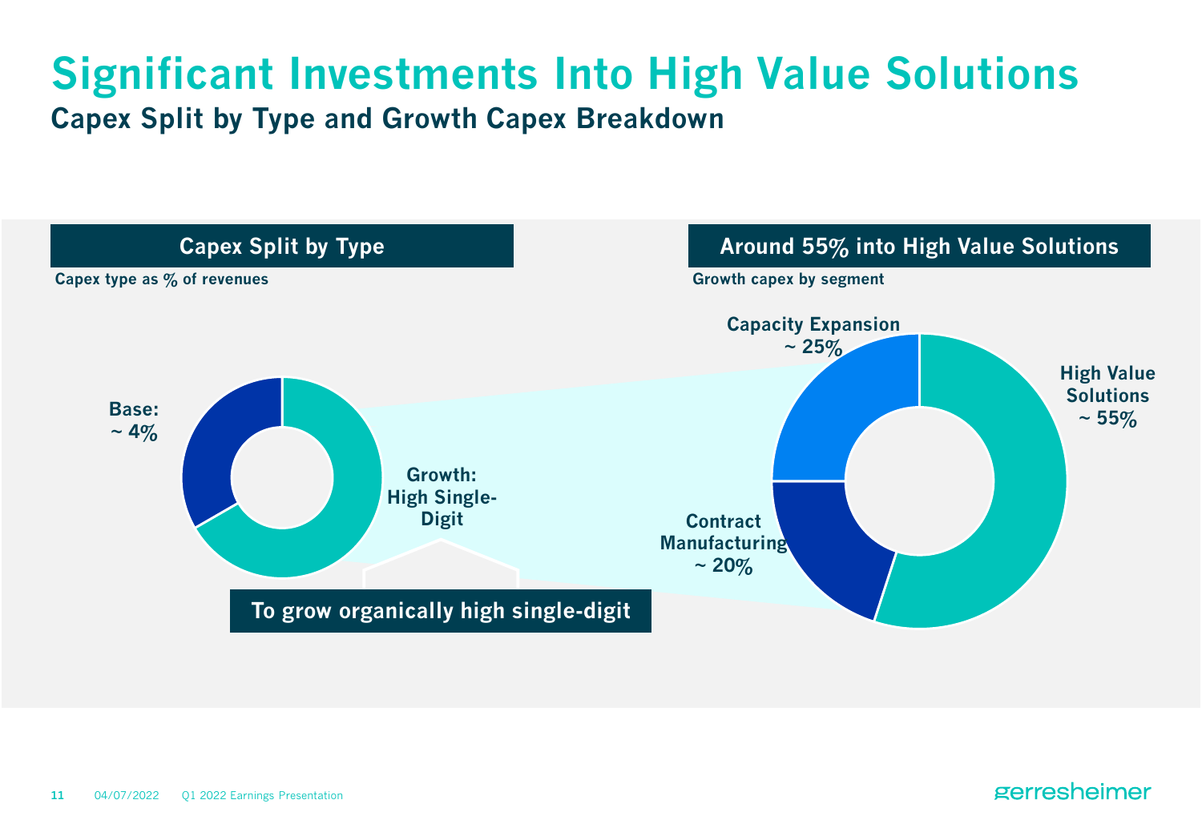# Significant Investments Into High Value Solutions

## Capex Split by Type and Growth Capex Breakdown

### Capex Split by Type

**Capex type as % of revenues**

**Base:** ~ 4%

**Growth:** High Single-Digit

**To grow organically high single-digit**

### Around 55% into High Value Solutions

**Growth capex by segment**

**Capacity Expansion** ~ 25%

**High Value Solutions** ~ 55%

**Contract Manufacturing** ~ 20%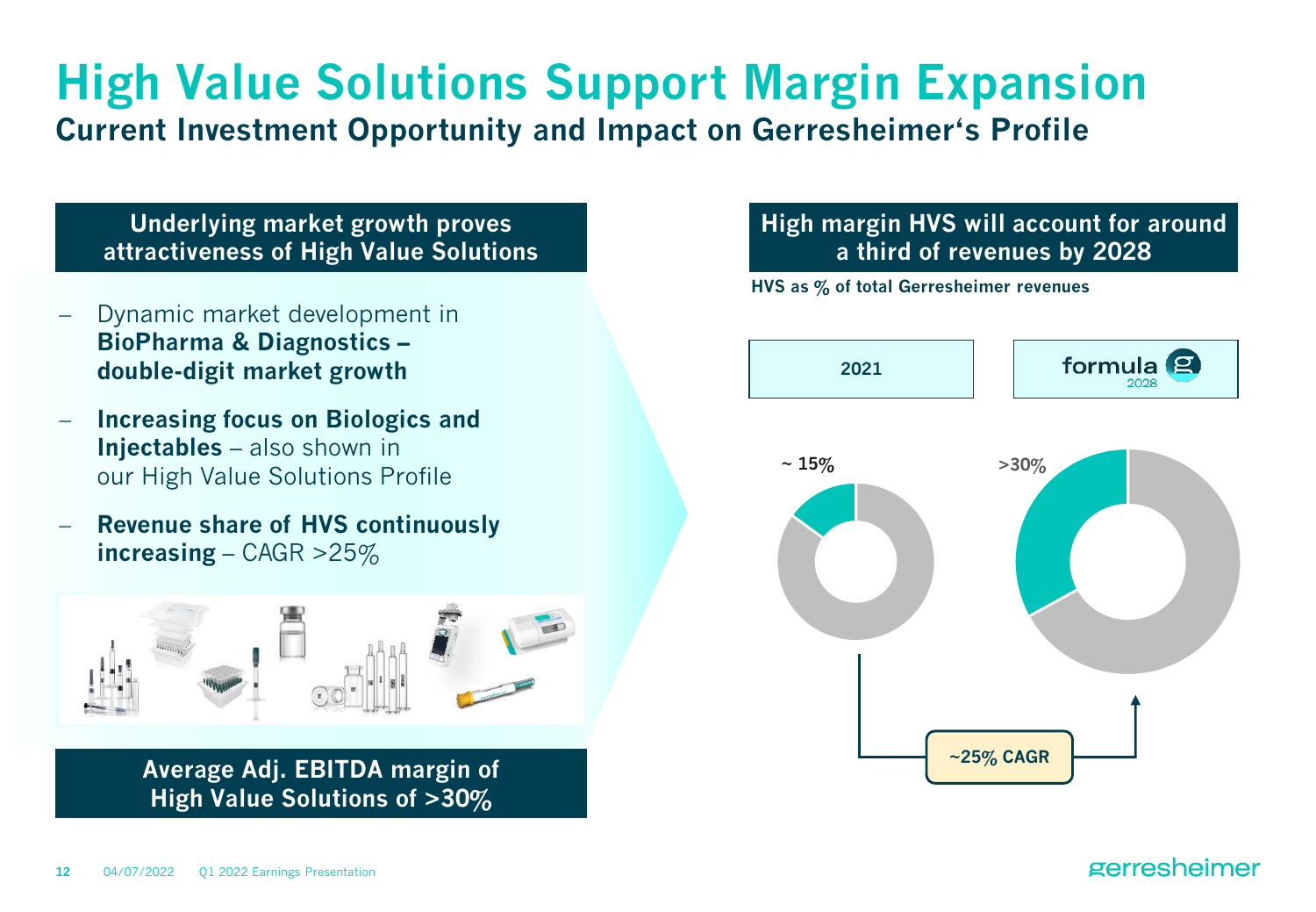# High Value Solutions Support Margin Expansion

## Current Investment Opportunity and Impact on Gerresheimer's Profile

### Underlying market growth proves attractiveness of High Value Solutions

- Dynamic market development in **BioPharma & Diagnostics – double-digit market growth**
- **Increasing focus on Biologics and Injectables** – also shown in our High Value Solutions Profile
- **Revenue share of HVS continuously increasing** – CAGR >25%

**Average Adj. EBITDA margin of High Value Solutions of >30%**

### High margin HVS will account for around a third of revenues by 2028

**HVS as % of total Gerresheimer revenues**

| 2021 | formula g 2028 |
| --- | --- |
| ~ 15% | >30% |

~25% CAGR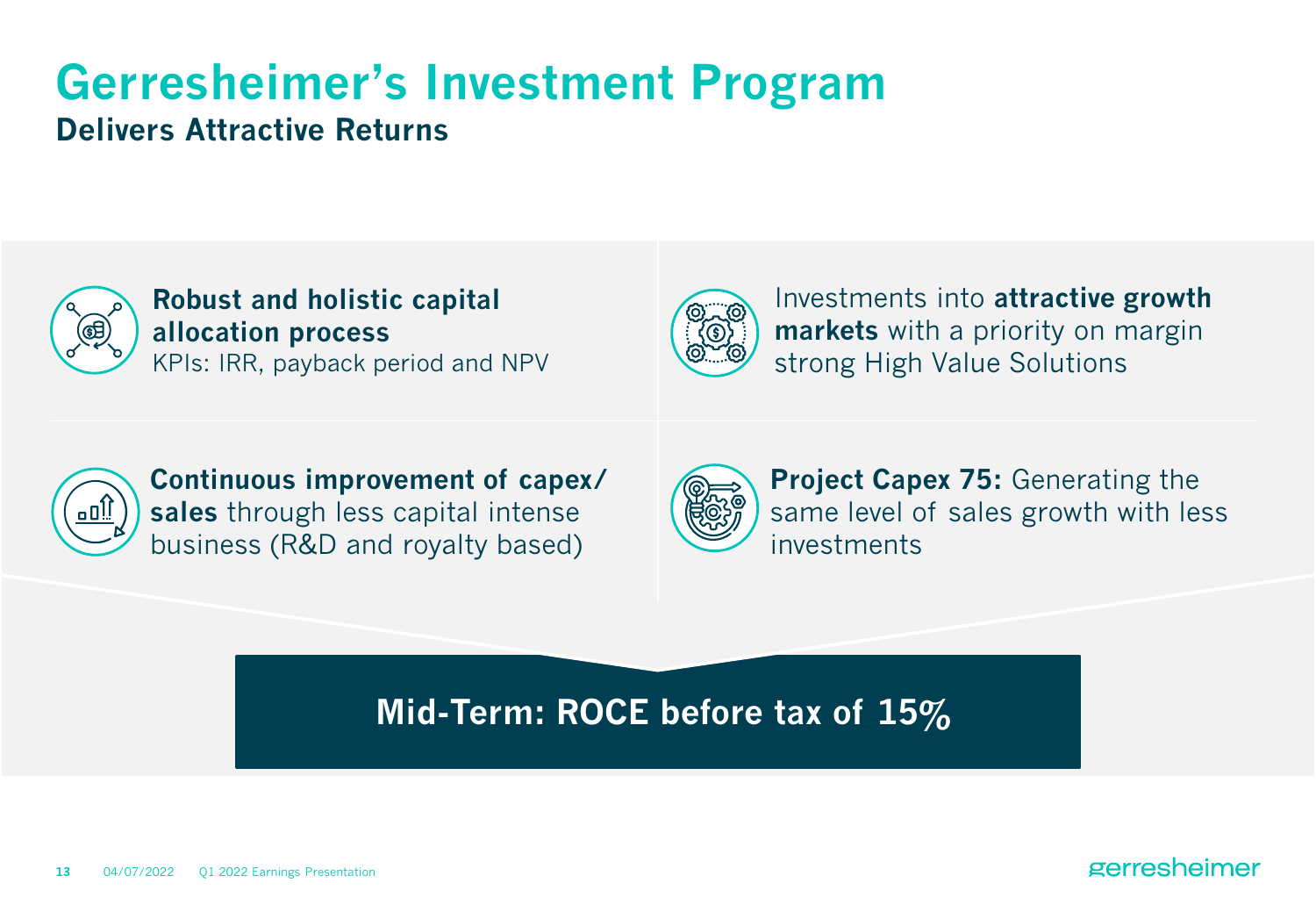# Gerresheimer's Investment Program

## Delivers Attractive Returns

**Robust and holistic capital allocation process**
KPIs: IRR, payback period and NPV

Investments into **attractive growth markets** with a priority on margin strong High Value Solutions

**Continuous improvement of capex/ sales** through less capital intense business (R&D and royalty based)

**Project Capex 75:** Generating the same level of sales growth with less investments

**Mid-Term: ROCE before tax of 15%**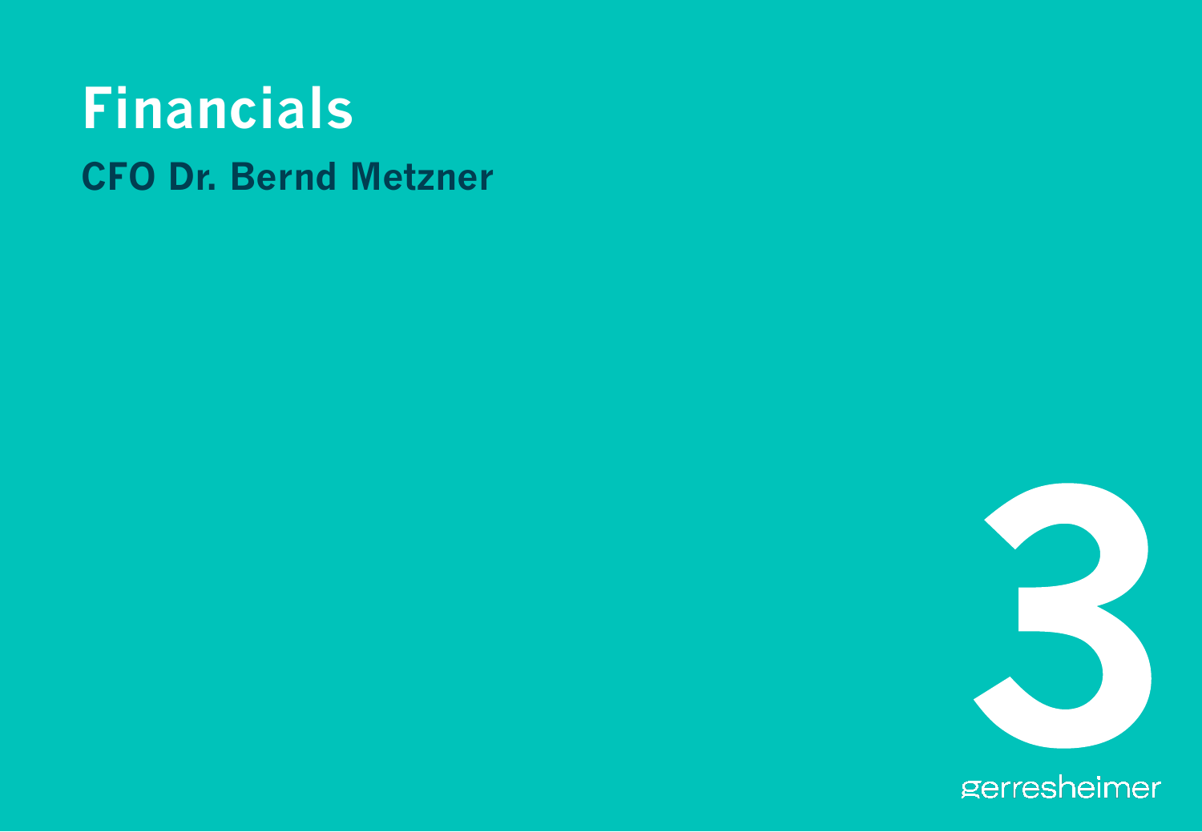# Financials

## CFO Dr. Bernd Metzner

3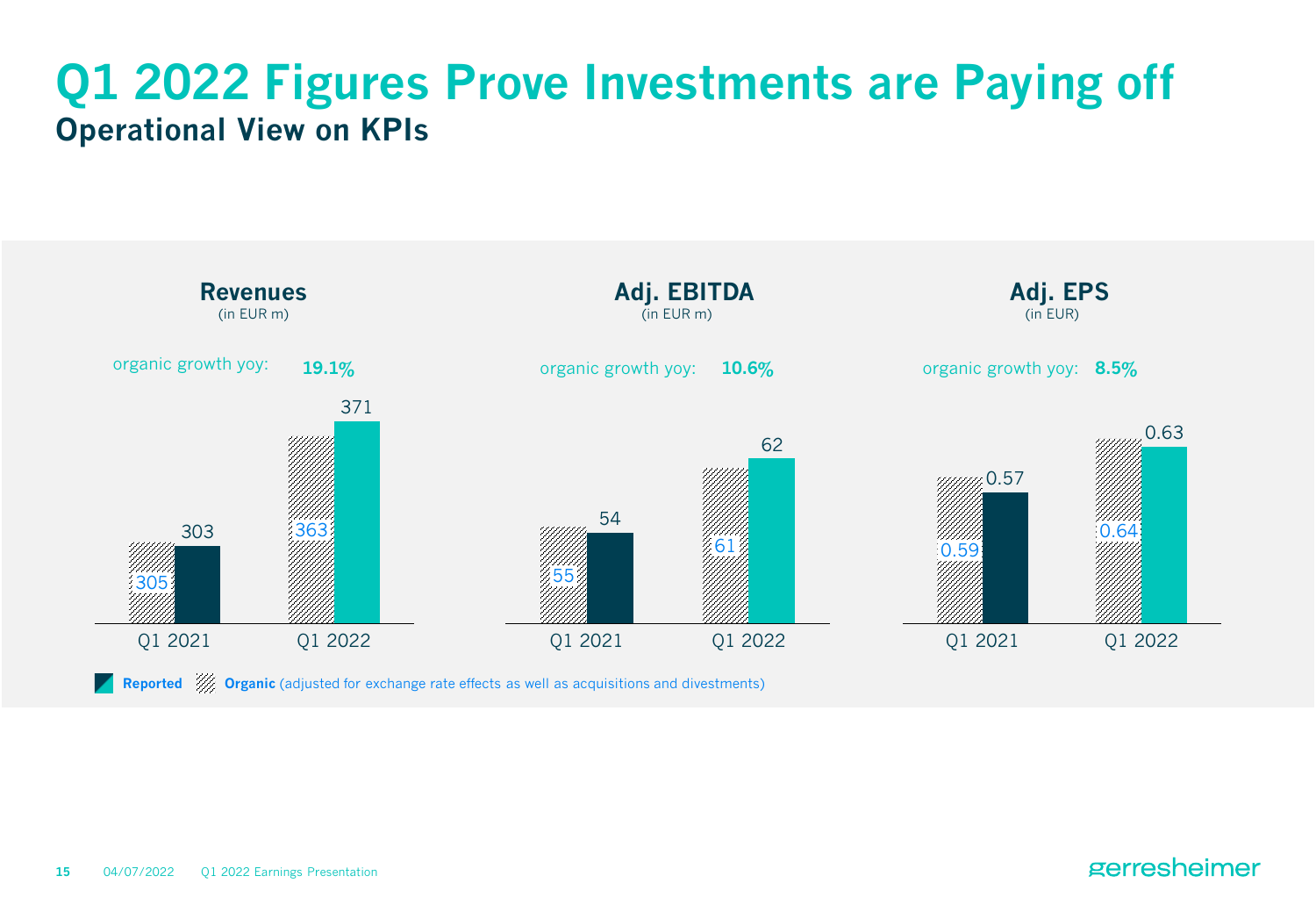# Q1 2022 Figures Prove Investments are Paying off

## Operational View on KPIs

### Revenues
(in EUR m)

organic growth yoy: **19.1%**

| | Organic | Reported |
|---|---|---|
| Q1 2021 | 305 | 303 |
| Q1 2022 | 363 | 371 |

### Adj. EBITDA
(in EUR m)

organic growth yoy: **10.6%**

| | Organic | Reported |
|---|---|---|
| Q1 2021 | 55 | 54 |
| Q1 2022 | 61 | 62 |

### Adj. EPS
(in EUR)

organic growth yoy: **8.5%**

| | Organic | Reported |
|---|---|---|
| Q1 2021 | 0.59 | 0.57 |
| Q1 2022 | 0.64 | 0.63 |

**Reported** **Organic** (adjusted for exchange rate effects as well as acquisitions and divestments)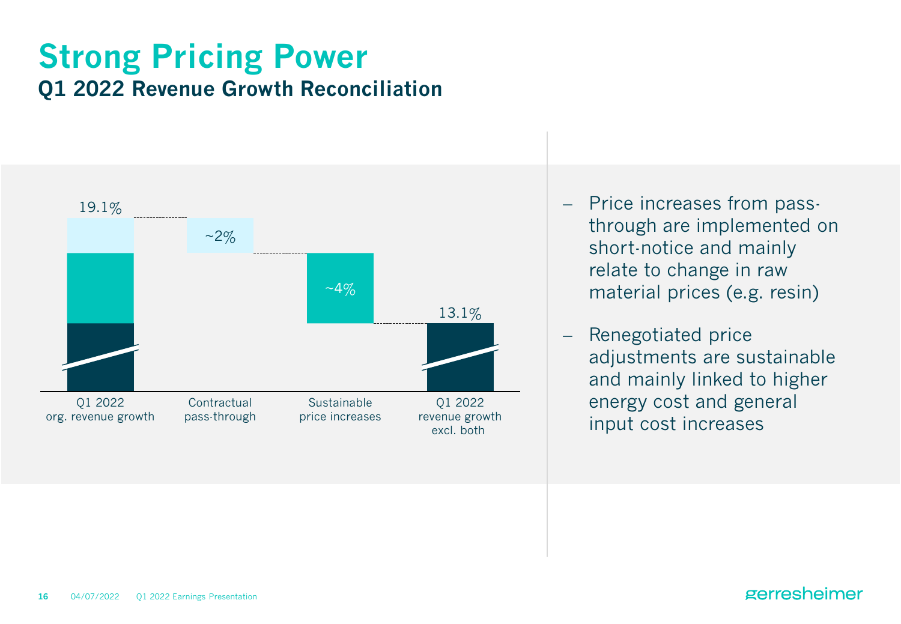# Strong Pricing Power

## Q1 2022 Revenue Growth Reconciliation

| Q1 2022 org. revenue growth | Contractual pass-through | Sustainable price increases | Q1 2022 revenue growth excl. both |
|---|---|---|---|
| 19.1% | ~2% | ~4% | 13.1% |

- Price increases from pass-through are implemented on short-notice and mainly relate to change in raw material prices (e.g. resin)
- Renegotiated price adjustments are sustainable and mainly linked to higher energy cost and general input cost increases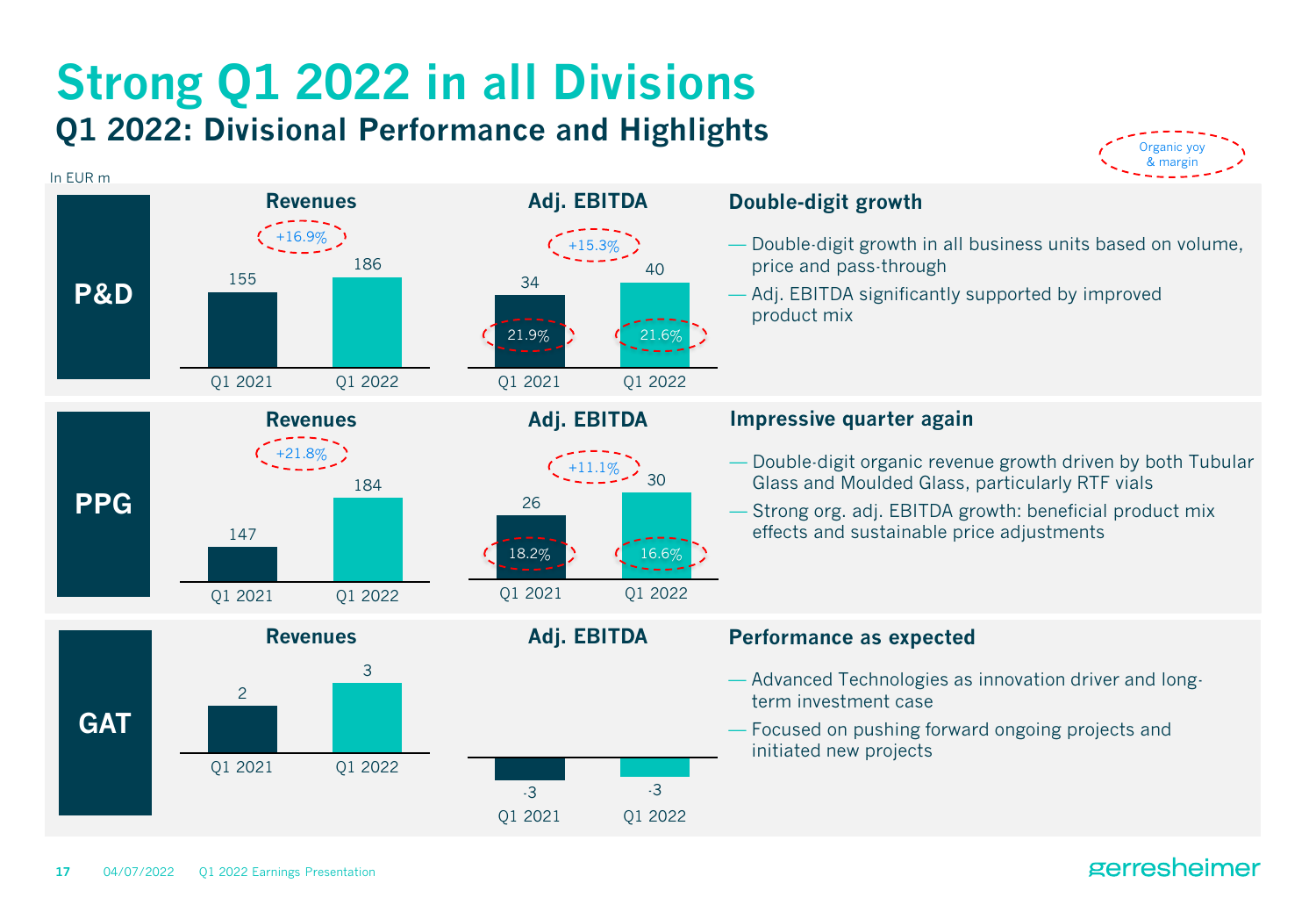# Strong Q1 2022 in all Divisions

## Q1 2022: Divisional Performance and Highlights

In EUR m

Organic yoy & margin

### P&D

| | Q1 2021 | Q1 2022 | Organic yoy |
|---|---|---|---|
| Revenues | 155 | 186 | +16.9% |
| Adj. EBITDA | 34 | 40 | +15.3% |
| Adj. EBITDA margin | 21.9% | 21.6% | |

**Double-digit growth**

- Double-digit growth in all business units based on volume, price and pass-through
- Adj. EBITDA significantly supported by improved product mix

### PPG

| | Q1 2021 | Q1 2022 | Organic yoy |
|---|---|---|---|
| Revenues | 147 | 184 | +21.8% |
| Adj. EBITDA | 26 | 30 | +11.1% |
| Adj. EBITDA margin | 18.2% | 16.6% | |

**Impressive quarter again**

- Double-digit organic revenue growth driven by both Tubular Glass and Moulded Glass, particularly RTF vials
- Strong org. adj. EBITDA growth: beneficial product mix effects and sustainable price adjustments

### GAT

| | Q1 2021 | Q1 2022 |
|---|---|---|
| Revenues | 2 | 3 |
| Adj. EBITDA | -3 | -3 |

**Performance as expected**

- Advanced Technologies as innovation driver and long-term investment case
- Focused on pushing forward ongoing projects and initiated new projects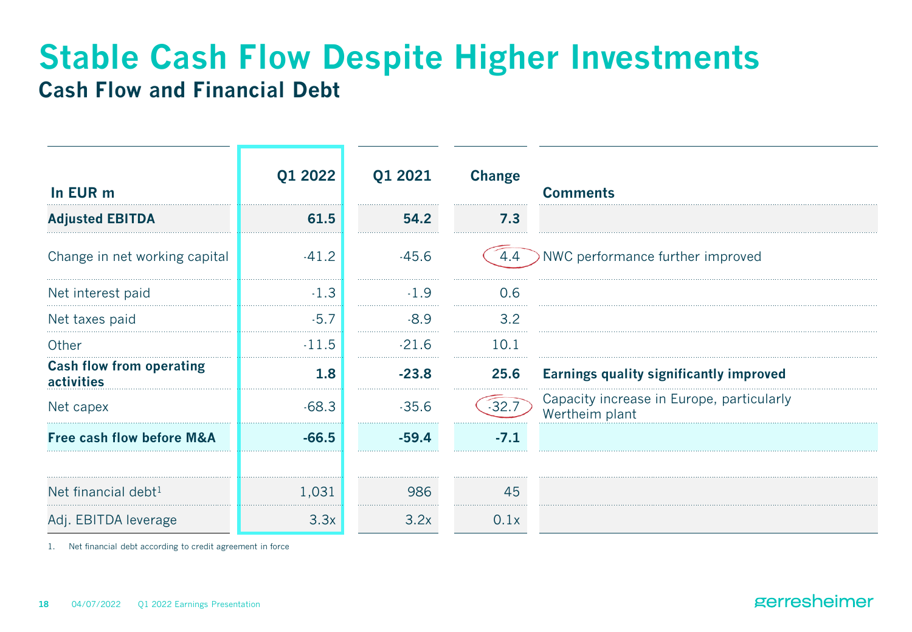# Stable Cash Flow Despite Higher Investments

## Cash Flow and Financial Debt

| In EUR m | Q1 2022 | Q1 2021 | Change | Comments |
|---|---|---|---|---|
| **Adjusted EBITDA** | **61.5** | **54.2** | **7.3** | |
| Change in net working capital | -41.2 | -45.6 | 4.4 | NWC performance further improved |
| Net interest paid | -1.3 | -1.9 | 0.6 | |
| Net taxes paid | -5.7 | -8.9 | 3.2 | |
| Other | -11.5 | -21.6 | 10.1 | |
| **Cash flow from operating activities** | **1.8** | **-23.8** | **25.6** | **Earnings quality significantly improved** |
| Net capex | -68.3 | -35.6 | -32.7 | Capacity increase in Europe, particularly Wertheim plant |
| **Free cash flow before M&A** | **-66.5** | **-59.4** | **-7.1** | |
| | | | | |
| Net financial debt[1] | 1,031 | 986 | 45 | |
| Adj. EBITDA leverage | 3.3x | 3.2x | 0.1x | |

1. Net financial debt according to credit agreement in force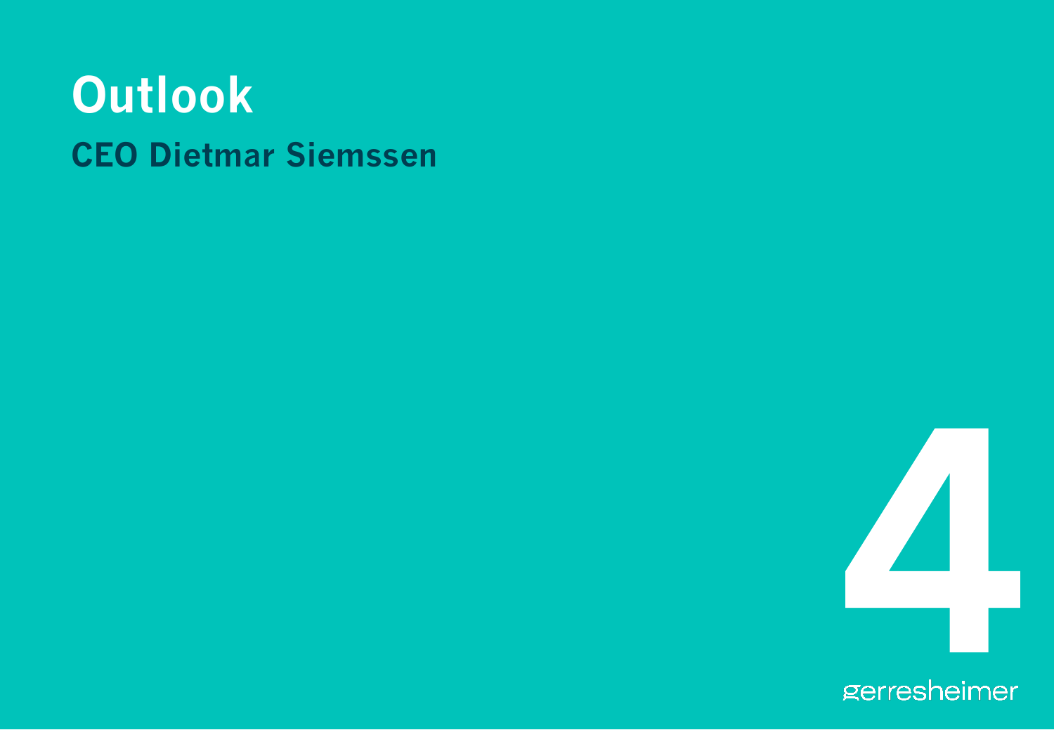# Outlook

## CEO Dietmar Siemssen

4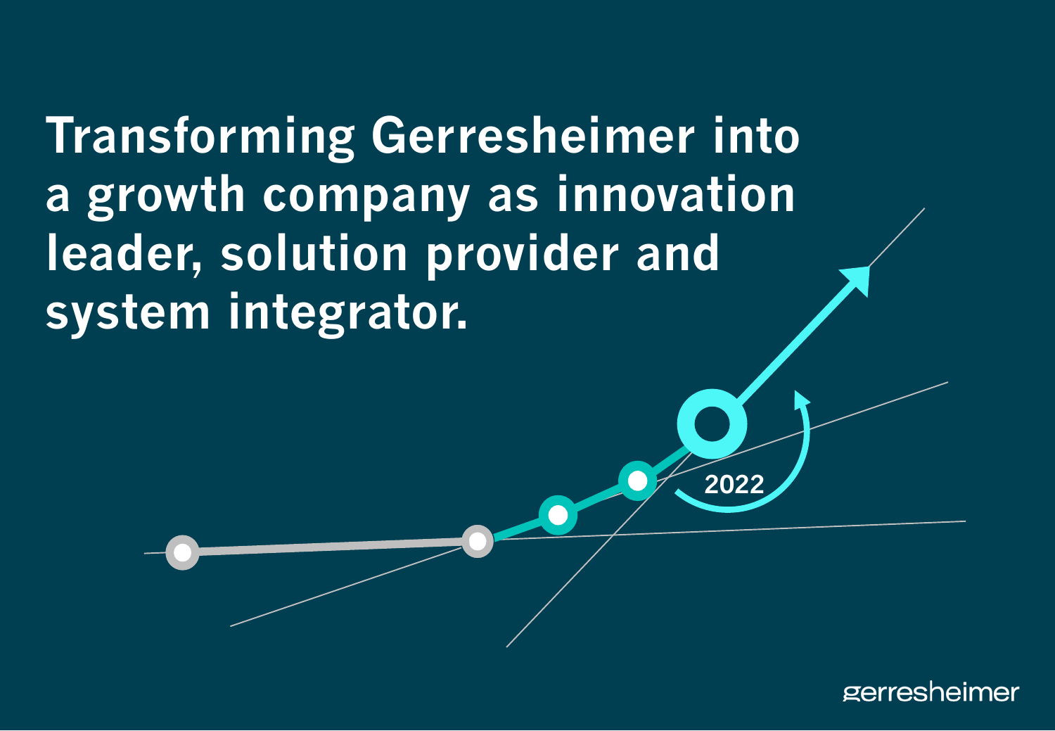# Transforming Gerresheimer into a growth company as innovation leader, solution provider and system integrator.

2022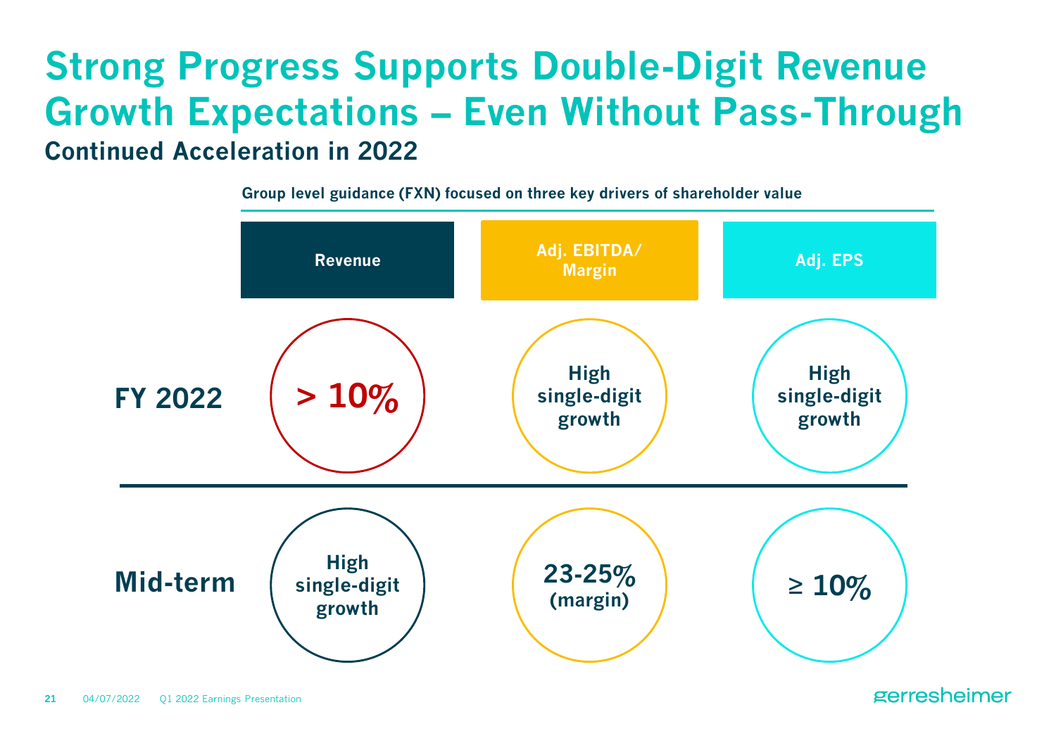# Strong Progress Supports Double-Digit Revenue Growth Expectations – Even Without Pass-Through

## Continued Acceleration in 2022

**Group level guidance (FXN) focused on three key drivers of shareholder value**

| | Revenue | Adj. EBITDA/ Margin | Adj. EPS |
|---|---|---|---|
| **FY 2022** | **> 10%** | High single-digit growth | High single-digit growth |
| **Mid-term** | High single-digit growth | 23-25% (margin) | ≥ 10% |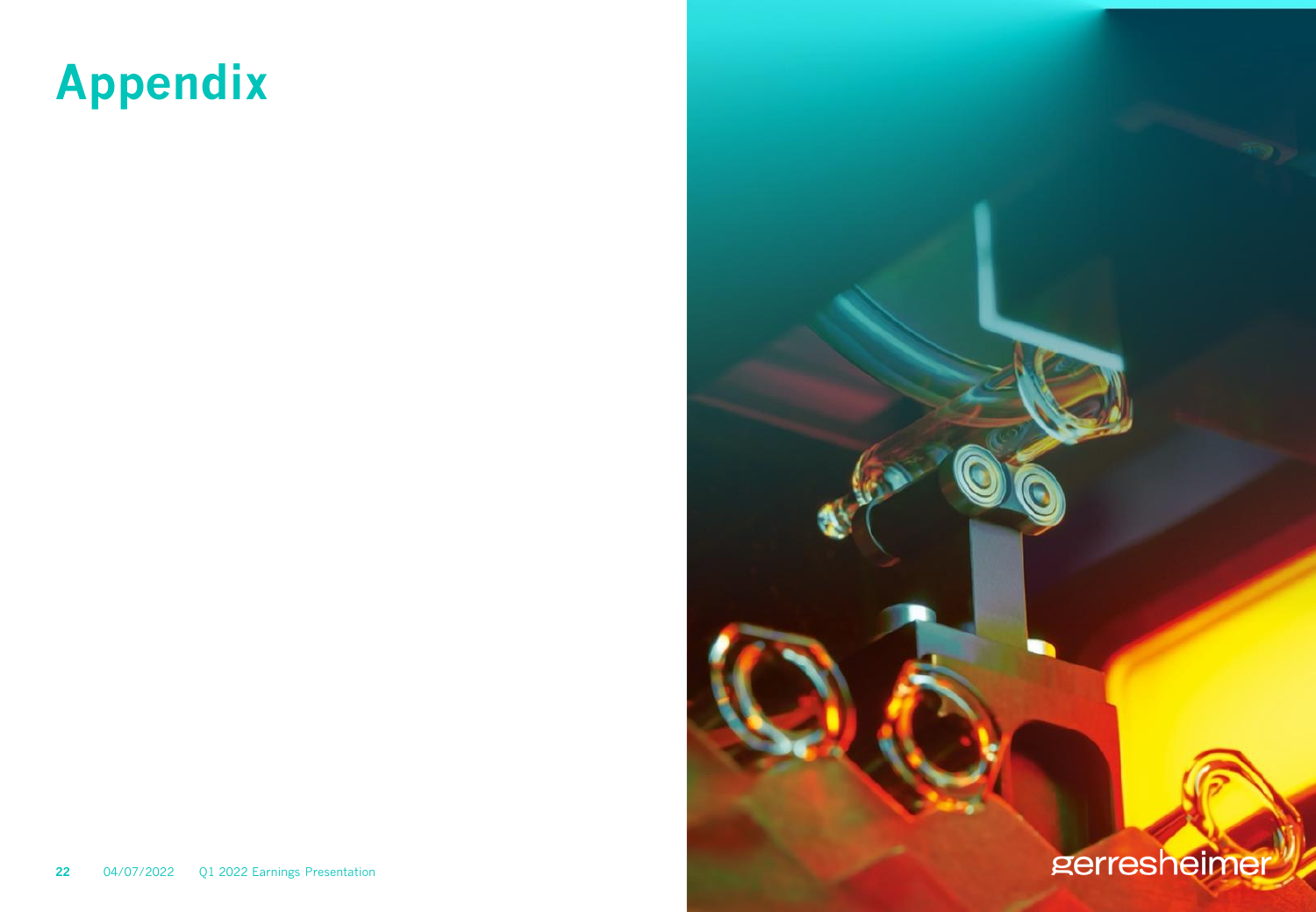# Appendix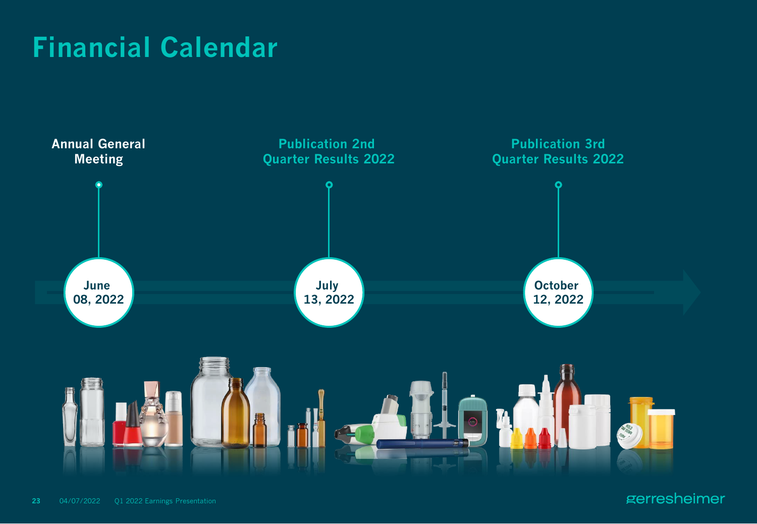# Financial Calendar

| Event | Date |
|---|---|
| Annual General Meeting | June 08, 2022 |
| Publication 2nd Quarter Results 2022 | July 13, 2022 |
| Publication 3rd Quarter Results 2022 | October 12, 2022 |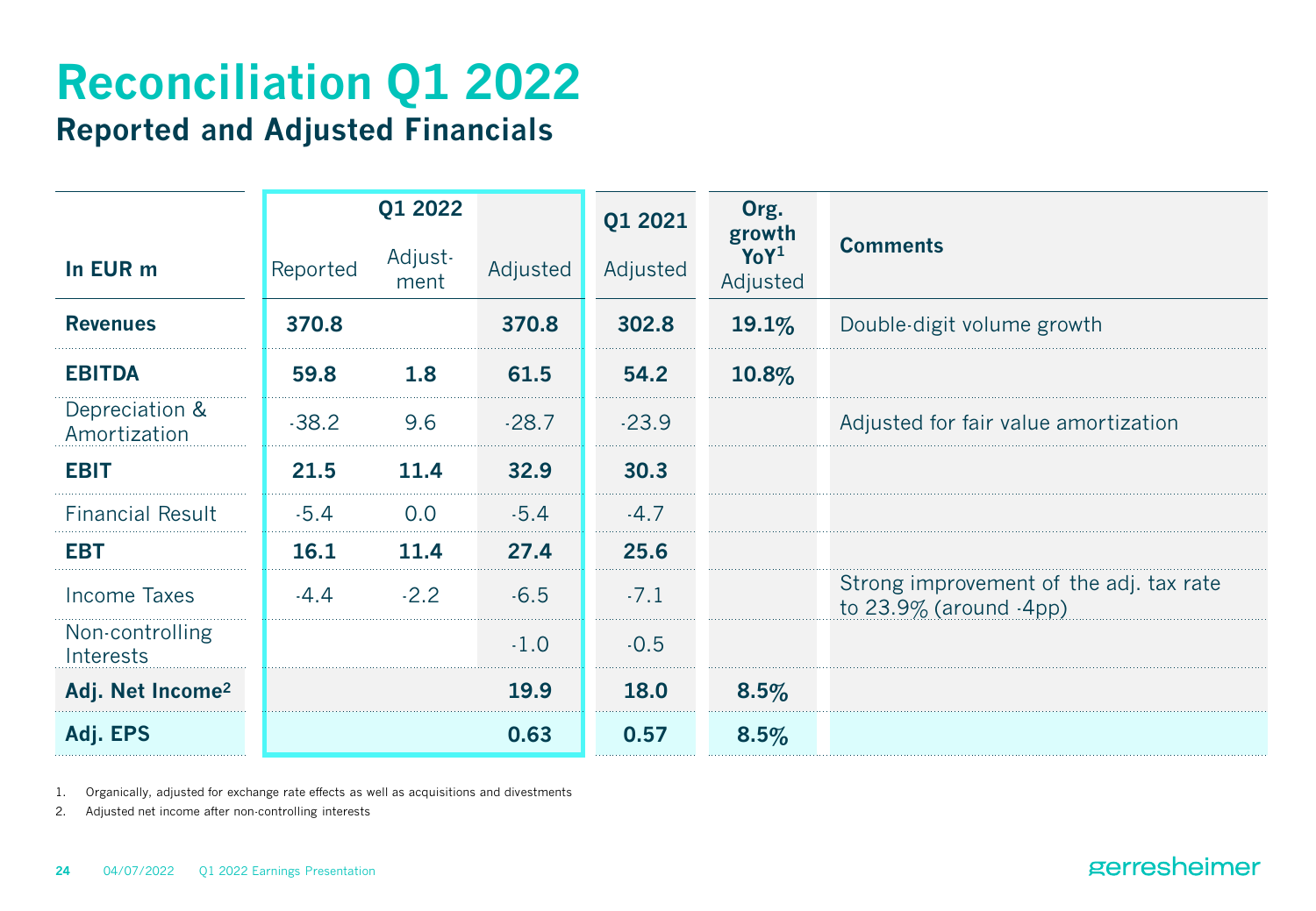# Reconciliation Q1 2022

## Reported and Adjusted Financials

| In EUR m | Q1 2022 Reported | Q1 2022 Adjust-ment | Q1 2022 Adjusted | Q1 2021 Adjusted | Org. growth YoY[1] Adjusted | Comments |
|---|---|---|---|---|---|---|
| **Revenues** | **370.8** | | **370.8** | **302.8** | **19.1%** | Double-digit volume growth |
| **EBITDA** | **59.8** | **1.8** | **61.5** | **54.2** | **10.8%** | |
| Depreciation & Amortization | -38.2 | 9.6 | -28.7 | -23.9 | | Adjusted for fair value amortization |
| **EBIT** | **21.5** | **11.4** | **32.9** | **30.3** | | |
| Financial Result | -5.4 | 0.0 | -5.4 | -4.7 | | |
| **EBT** | **16.1** | **11.4** | **27.4** | **25.6** | | |
| Income Taxes | -4.4 | -2.2 | -6.5 | -7.1 | | Strong improvement of the adj. tax rate to 23.9% (around -4pp) |
| Non-controlling Interests | | | -1.0 | -0.5 | | |
| **Adj. Net Income[2]** | | | **19.9** | **18.0** | **8.5%** | |
| **Adj. EPS** | | | **0.63** | **0.57** | **8.5%** | |

1. Organically, adjusted for exchange rate effects as well as acquisitions and divestments
2. Adjusted net income after non-controlling interests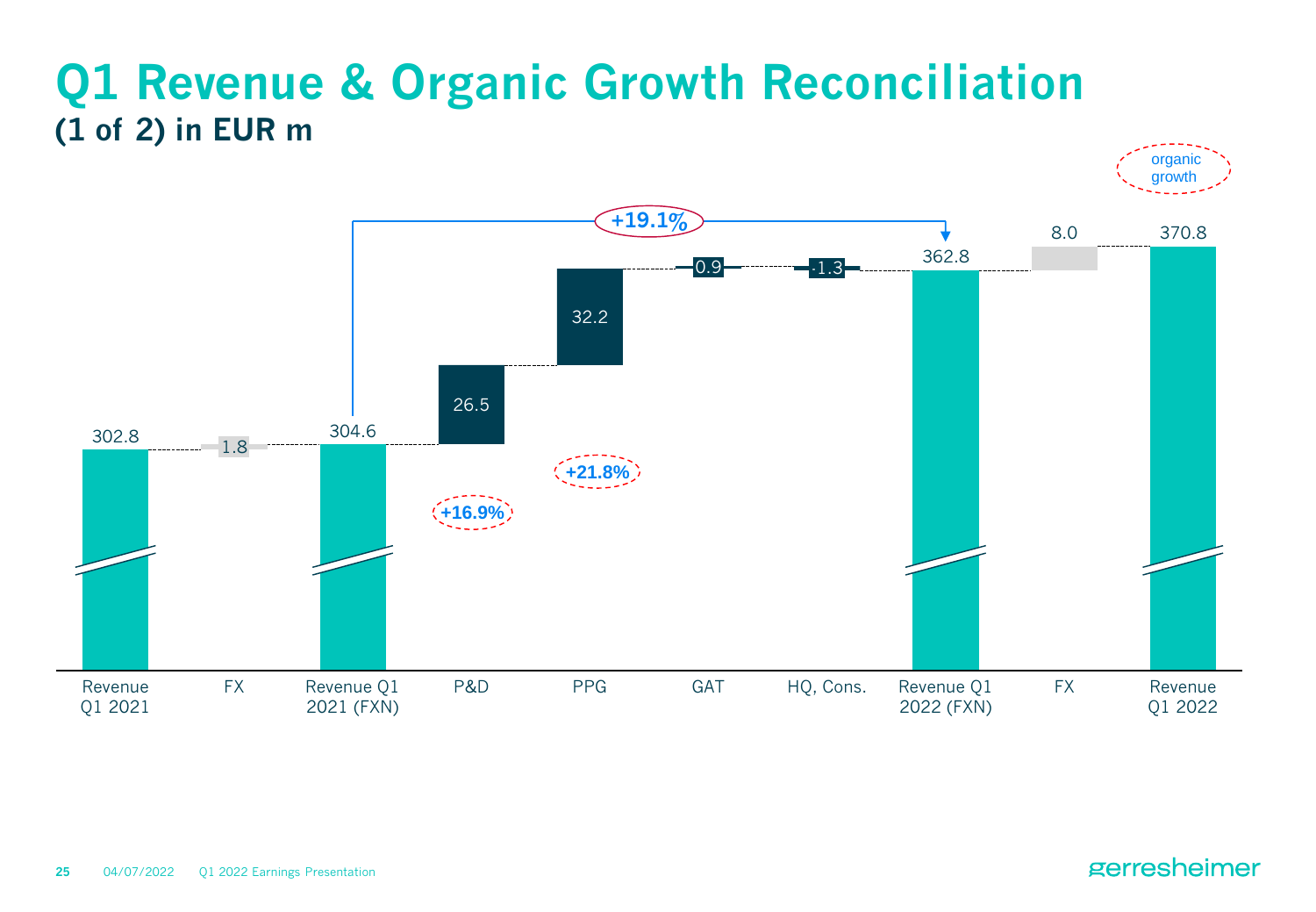# Q1 Revenue & Organic Growth Reconciliation

## (1 of 2) in EUR m

| | Revenue Q1 2021 | FX | Revenue Q1 2021 (FXN) | P&D | PPG | GAT | HQ, Cons. | Revenue Q1 2022 (FXN) | FX | Revenue Q1 2022 |
|---|---|---|---|---|---|---|---|---|---|---|
| Value | 302.8 | 1.8 | 304.6 | 26.5 | 32.2 | 0.9 | -1.3 | 362.8 | 8.0 | 370.8 |
| Organic growth | | | | +16.9% | +21.8% | | | | | |

Organic growth Revenue Q1 2021 (FXN) to Revenue Q1 2022 (FXN): +19.1%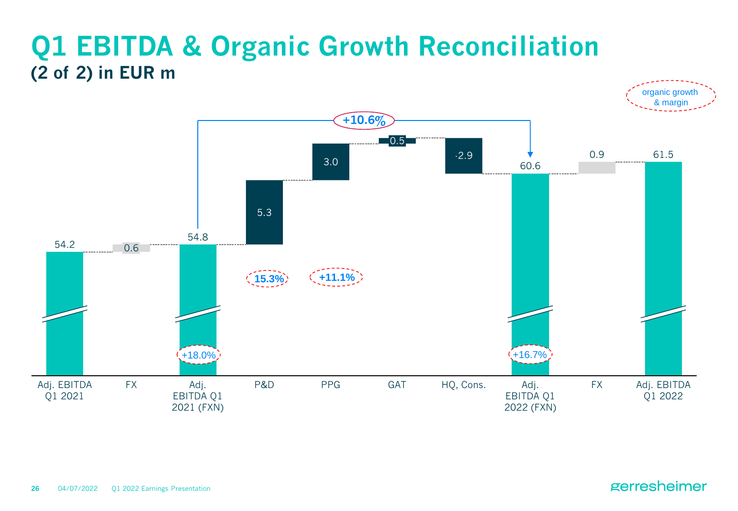# Q1 EBITDA & Organic Growth Reconciliation

## (2 of 2) in EUR m

organic growth & margin

| | Adj. EBITDA Q1 2021 | FX | Adj. EBITDA Q1 2021 (FXN) | P&D | PPG | GAT | HQ, Cons. | Adj. EBITDA Q1 2022 (FXN) | FX | Adj. EBITDA Q1 2022 |
|---|---|---|---|---|---|---|---|---|---|---|
| Value | 54.2 | 0.6 | 54.8 | 5.3 | 3.0 | 0.5 | -2.9 | 60.6 | 0.9 | 61.5 |
| Organic growth / margin | | | +18.0% | 15.3% | +11.1% | | | +16.7% | | |

Organic growth Adj. EBITDA Q1 2021 (FXN) to Adj. EBITDA Q1 2022 (FXN): +10.6%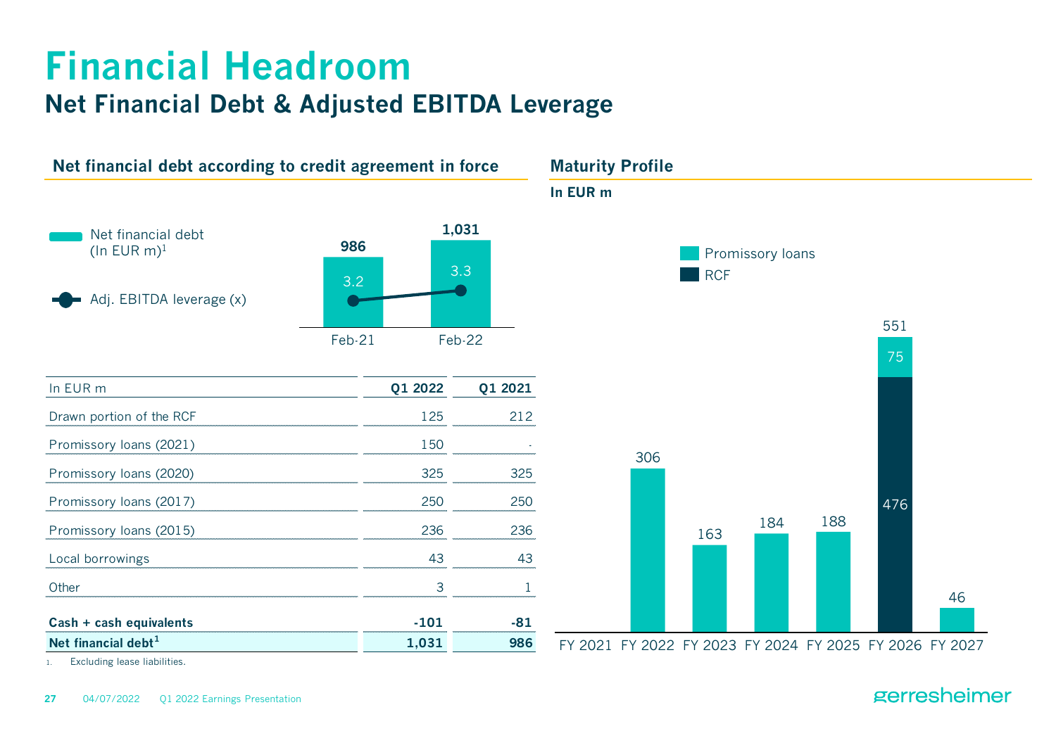# Financial Headroom

## Net Financial Debt & Adjusted EBITDA Leverage

### Net financial debt according to credit agreement in force

| | Feb-21 | Feb-22 |
|---|---|---|
| Net financial debt (In EUR m)[1] | 986 | 1,031 |
| Adj. EBITDA leverage (x) | 3.2 | 3.3 |

| In EUR m | Q1 2022 | Q1 2021 |
|---|---|---|
| Drawn portion of the RCF | 125 | 212 |
| Promissory loans (2021) | 150 | - |
| Promissory loans (2020) | 325 | 325 |
| Promissory loans (2017) | 250 | 250 |
| Promissory loans (2015) | 236 | 236 |
| Local borrowings | 43 | 43 |
| Other | 3 | 1 |
| **Cash + cash equivalents** | **-101** | **-81** |
| **Net financial debt[1]** | **1,031** | **986** |

1. Excluding lease liabilities.

### Maturity Profile

**In EUR m**

| | FY 2021 | FY 2022 | FY 2023 | FY 2024 | FY 2025 | FY 2026 | FY 2027 |
|---|---|---|---|---|---|---|---|
| Promissory loans | | 306 | 163 | 184 | 188 | 75 | 46 |
| RCF | | | | | | 476 | |
| Total | | 306 | 163 | 184 | 188 | 551 | 46 |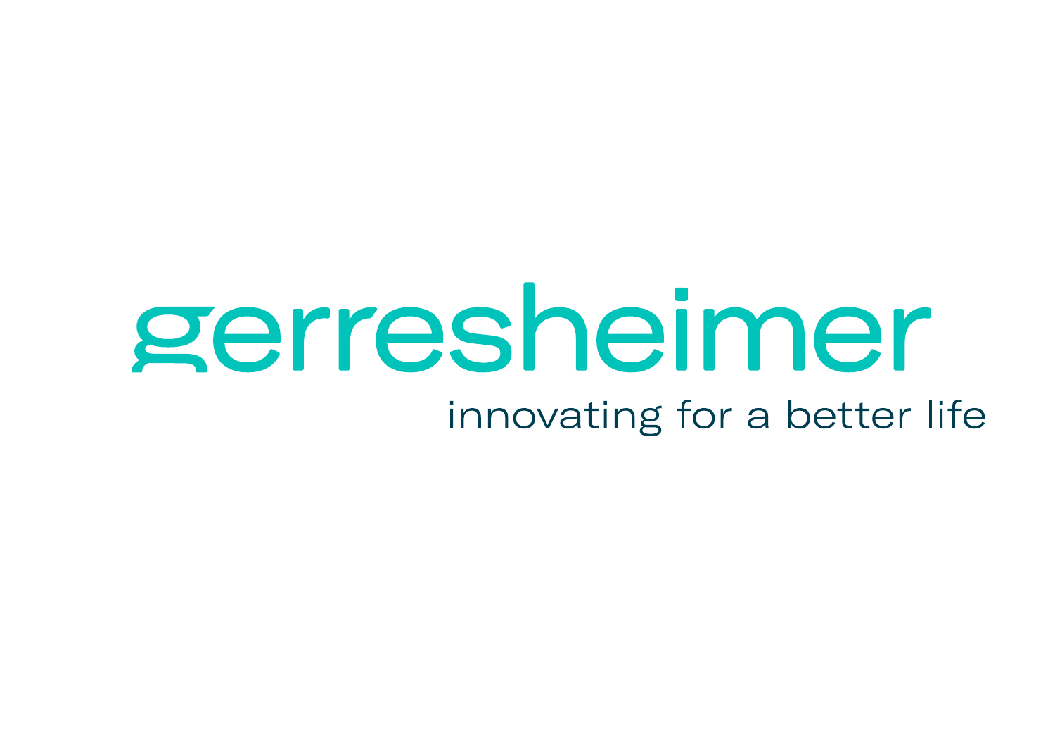gerresheimer

innovating for a better life